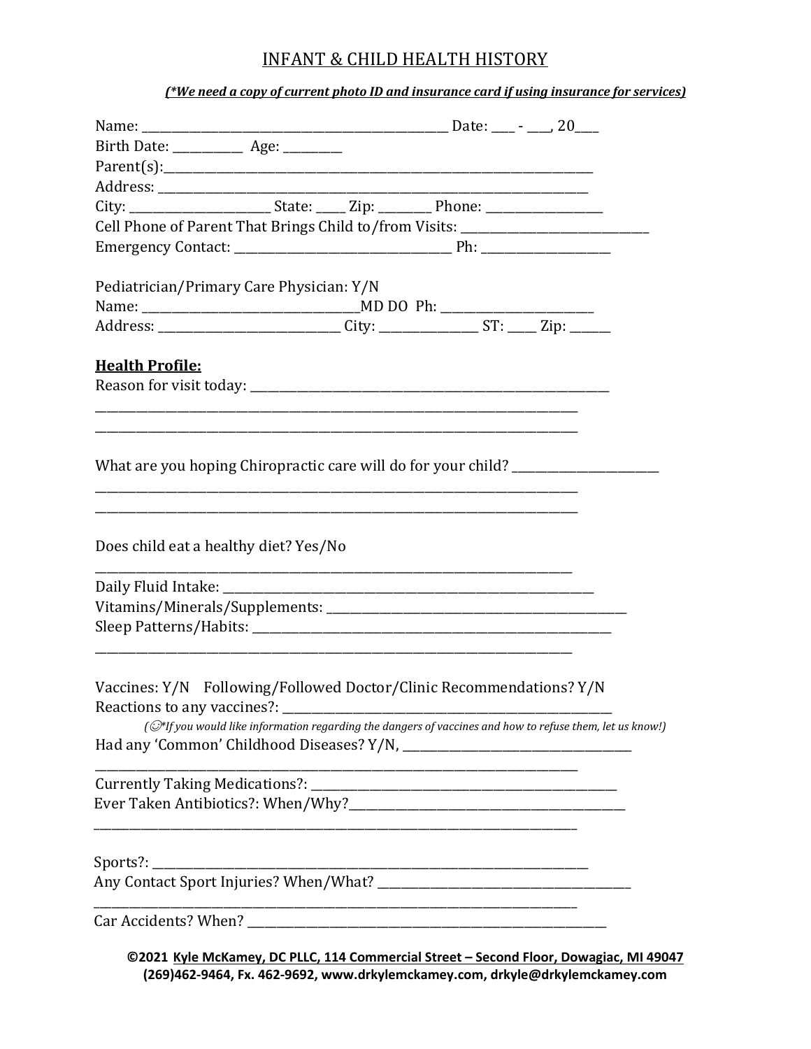# INFANT & CHILD HEALTH HISTORY

***(*We need a copy of current photo ID and insurance card if using insurance for services)***

Name: ______________________________________________ Date: ___ - ___, 20___
Birth Date: __________ Age: ________
Parent(s):_______________________________________________________________
Address: ________________________________________________________________
City: ____________________ State: ____ Zip: _______ Phone: ________________
Cell Phone of Parent That Brings Child to/from Visits: ___________________________
Emergency Contact: _______________________________ Ph: __________________

Pediatrician/Primary Care Physician: Y/N
Name: ______________________________MD DO Ph: _____________________
Address: _________________________ City: ______________ ST: ____ Zip: ______

**Health Profile:**

Reason for visit today: _____________________________________________________
_____________________________________________________________________
_____________________________________________________________________

What are you hoping Chiropractic care will do for your child? ___________________
_____________________________________________________________________
_____________________________________________________________________

Does child eat a healthy diet? Yes/No
_____________________________________________________________________
Daily Fluid Intake: _______________________________________________________
Vitamins/Minerals/Supplements: _____________________________________________
Sleep Patterns/Habits: _____________________________________________________
_____________________________________________________________________

Vaccines: Y/N Following/Followed Doctor/Clinic Recommendations? Y/N
Reactions to any vaccines?: _________________________________________________

*(☺*If you would like information regarding the dangers of vaccines and how to refuse them, let us know!)*

Had any 'Common' Childhood Diseases? Y/N, _________________________________
_____________________________________________________________________
Currently Taking Medications?: ______________________________________________
Ever Taken Antibiotics?: When/Why?__________________________________________
_____________________________________________________________________

Sports?: ____________________________________________________________
Any Contact Sport Injuries? When/What? _____________________________________
_____________________________________________________________________
Car Accidents? When? _____________________________________________________

**©2021 Kyle McKamey, DC PLLC, 114 Commercial Street – Second Floor, Dowagiac, MI 49047**
**(269)462-9464, Fx. 462-9692, www.drkylemckamey.com, drkyle@drkylemckamey.com**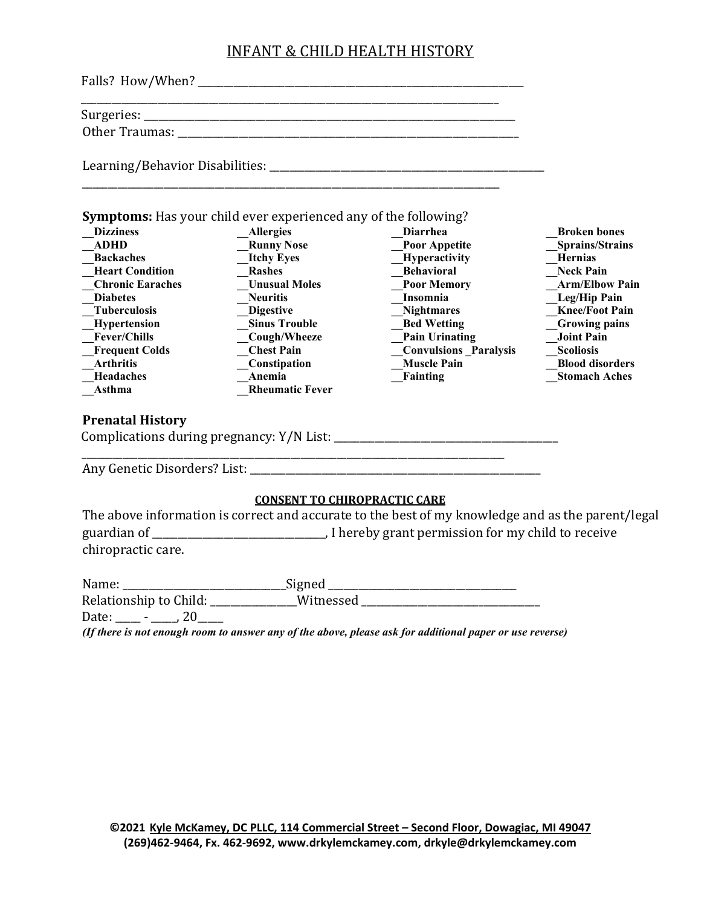# INFANT & CHILD HEALTH HISTORY

Falls? How/When? ______________________________________________________________

______________________________________________________________________________

Surgeries: ____________________________________________________________________

Other Traumas: ________________________________________________________________

Learning/Behavior Disabilities: __________________________________________________

______________________________________________________________________________

**Symptoms:** Has your child ever experienced any of the following?

| | | | |
|---|---|---|---|
| __Dizziness | __Allergies | __Diarrhea | __Broken bones |
| __ADHD | __Runny Nose | __Poor Appetite | __Sprains/Strains |
| __Backaches | __Itchy Eyes | __Hyperactivity | __Hernias |
| __Heart Condition | __Rashes | __Behavioral | __Neck Pain |
| __Chronic Earaches | __Unusual Moles | __Poor Memory | __Arm/Elbow Pain |
| __Diabetes | __Neuritis | __Insomnia | __Leg/Hip Pain |
| __Tuberculosis | __Digestive | __Nightmares | __Knee/Foot Pain |
| __Hypertension | __Sinus Trouble | __Bed Wetting | __Growing pains |
| __Fever/Chills | __Cough/Wheeze | __Pain Urinating | __Joint Pain |
| __Frequent Colds | __Chest Pain | __Convulsions _Paralysis | __Scoliosis |
| __Arthritis | __Constipation | __Muscle Pain | __Blood disorders |
| __Headaches | __Anemia | __Fainting | __Stomach Aches |
| __Asthma | __Rheumatic Fever | | |

## Prenatal History

Complications during pregnancy: Y/N List: ___________________________________________

______________________________________________________________________________

Any Genetic Disorders? List: _______________________________________________________

**CONSENT TO CHIROPRACTIC CARE**

The above information is correct and accurate to the best of my knowledge and as the parent/legal guardian of ______________________________, I hereby grant permission for my child to receive chiropractic care.

Name: ____________________________Signed __________________________________

Relationship to Child: _______________Witnessed ________________________________

Date: _____ - _____, 20_____

***(If there is not enough room to answer any of the above, please ask for additional paper or use reverse)***